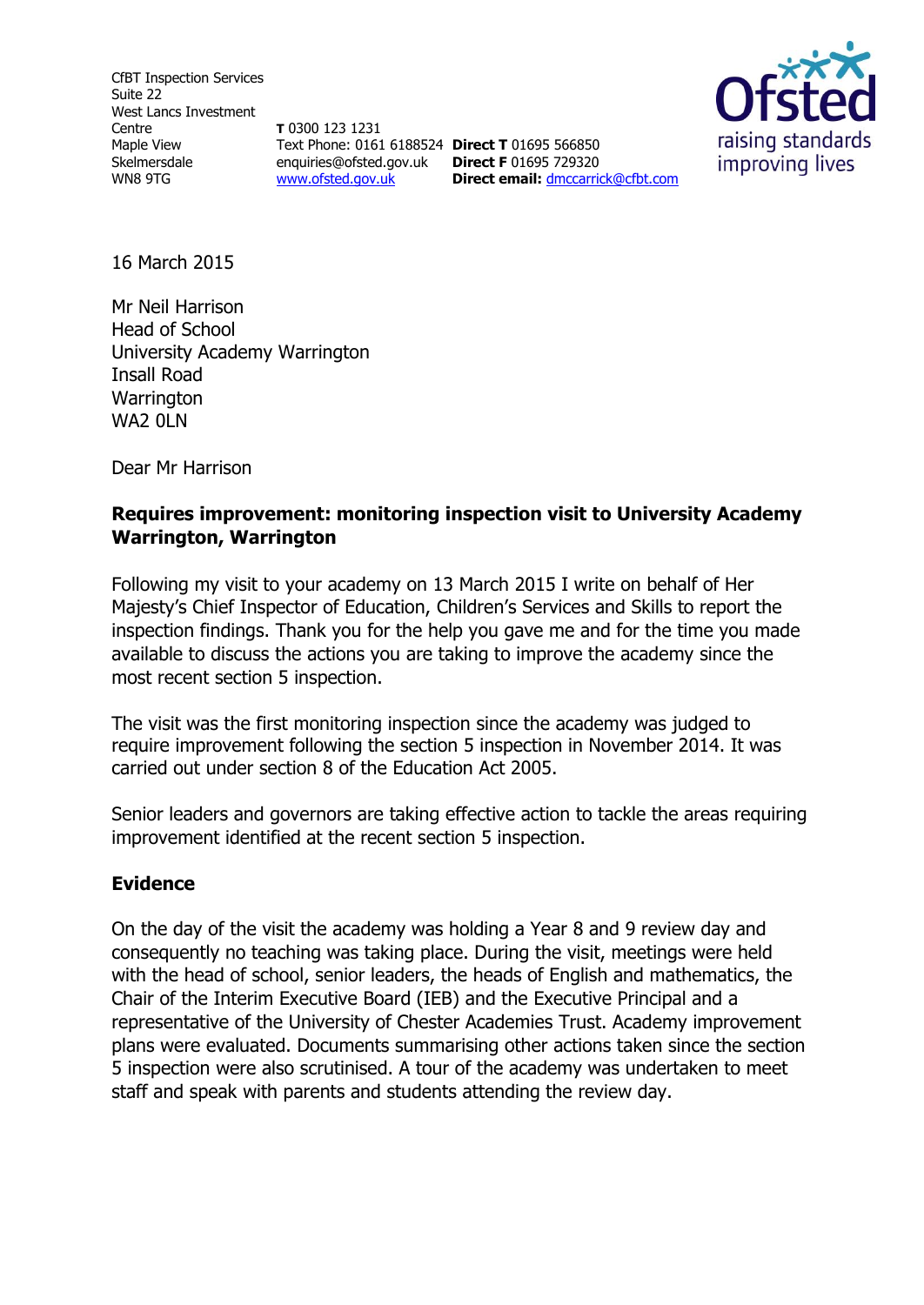CfBT Inspection Services
Suite 22
West Lancs Investment Centre
Maple View
Skelmersdale
WN8 9TG

**T** 0300 123 1231
Text Phone: 0161 6188524
enquiries@ofsted.gov.uk
www.ofsted.gov.uk

**Direct T** 01695 566850
**Direct F** 01695 729320
**Direct email:** dmccarrick@cfbt.com

16 March 2015

Mr Neil Harrison
Head of School
University Academy Warrington
Insall Road
Warrington
WA2 0LN

Dear Mr Harrison

**Requires improvement: monitoring inspection visit to University Academy Warrington, Warrington**

Following my visit to your academy on 13 March 2015 I write on behalf of Her Majesty's Chief Inspector of Education, Children's Services and Skills to report the inspection findings. Thank you for the help you gave me and for the time you made available to discuss the actions you are taking to improve the academy since the most recent section 5 inspection.

The visit was the first monitoring inspection since the academy was judged to require improvement following the section 5 inspection in November 2014. It was carried out under section 8 of the Education Act 2005.

Senior leaders and governors are taking effective action to tackle the areas requiring improvement identified at the recent section 5 inspection.

## Evidence

On the day of the visit the academy was holding a Year 8 and 9 review day and consequently no teaching was taking place. During the visit, meetings were held with the head of school, senior leaders, the heads of English and mathematics, the Chair of the Interim Executive Board (IEB) and the Executive Principal and a representative of the University of Chester Academies Trust. Academy improvement plans were evaluated. Documents summarising other actions taken since the section 5 inspection were also scrutinised. A tour of the academy was undertaken to meet staff and speak with parents and students attending the review day.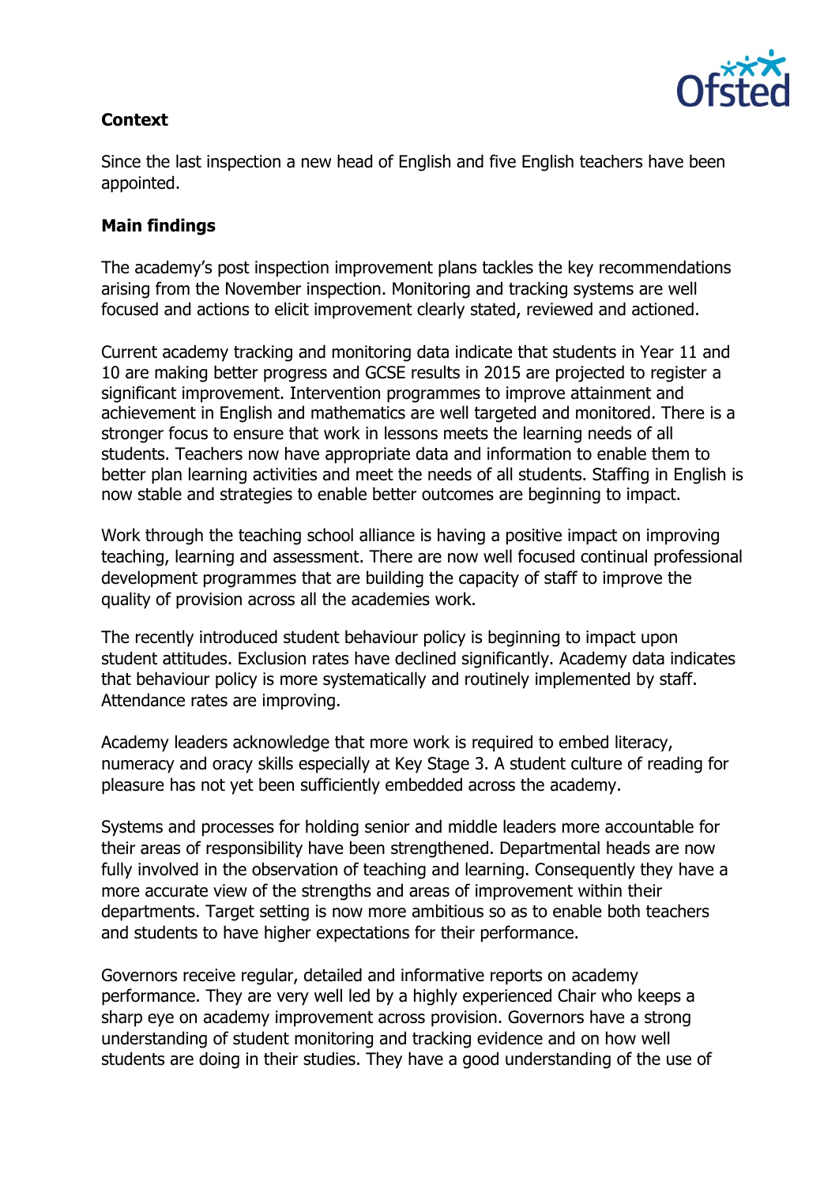**Context**

Since the last inspection a new head of English and five English teachers have been appointed.

**Main findings**

The academy's post inspection improvement plans tackles the key recommendations arising from the November inspection. Monitoring and tracking systems are well focused and actions to elicit improvement clearly stated, reviewed and actioned.

Current academy tracking and monitoring data indicate that students in Year 11 and 10 are making better progress and GCSE results in 2015 are projected to register a significant improvement. Intervention programmes to improve attainment and achievement in English and mathematics are well targeted and monitored. There is a stronger focus to ensure that work in lessons meets the learning needs of all students. Teachers now have appropriate data and information to enable them to better plan learning activities and meet the needs of all students. Staffing in English is now stable and strategies to enable better outcomes are beginning to impact.

Work through the teaching school alliance is having a positive impact on improving teaching, learning and assessment. There are now well focused continual professional development programmes that are building the capacity of staff to improve the quality of provision across all the academies work.

The recently introduced student behaviour policy is beginning to impact upon student attitudes. Exclusion rates have declined significantly. Academy data indicates that behaviour policy is more systematically and routinely implemented by staff. Attendance rates are improving.

Academy leaders acknowledge that more work is required to embed literacy, numeracy and oracy skills especially at Key Stage 3. A student culture of reading for pleasure has not yet been sufficiently embedded across the academy.

Systems and processes for holding senior and middle leaders more accountable for their areas of responsibility have been strengthened. Departmental heads are now fully involved in the observation of teaching and learning. Consequently they have a more accurate view of the strengths and areas of improvement within their departments. Target setting is now more ambitious so as to enable both teachers and students to have higher expectations for their performance.

Governors receive regular, detailed and informative reports on academy performance. They are very well led by a highly experienced Chair who keeps a sharp eye on academy improvement across provision. Governors have a strong understanding of student monitoring and tracking evidence and on how well students are doing in their studies. They have a good understanding of the use of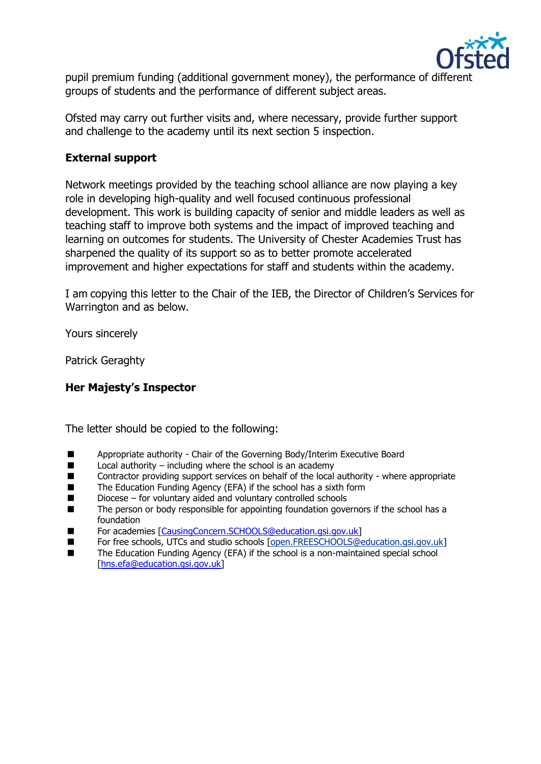pupil premium funding (additional government money), the performance of different groups of students and the performance of different subject areas.

Ofsted may carry out further visits and, where necessary, provide further support and challenge to the academy until its next section 5 inspection.

**External support**

Network meetings provided by the teaching school alliance are now playing a key role in developing high-quality and well focused continuous professional development. This work is building capacity of senior and middle leaders as well as teaching staff to improve both systems and the impact of improved teaching and learning on outcomes for students. The University of Chester Academies Trust has sharpened the quality of its support so as to better promote accelerated improvement and higher expectations for staff and students within the academy.

I am copying this letter to the Chair of the IEB, the Director of Children's Services for Warrington and as below.

Yours sincerely

Patrick Geraghty

**Her Majesty's Inspector**

The letter should be copied to the following:

- Appropriate authority - Chair of the Governing Body/Interim Executive Board
- Local authority – including where the school is an academy
- Contractor providing support services on behalf of the local authority - where appropriate
- The Education Funding Agency (EFA) if the school has a sixth form
- Diocese – for voluntary aided and voluntary controlled schools
- The person or body responsible for appointing foundation governors if the school has a foundation
- For academies [CausingConcern.SCHOOLS@education.gsi.gov.uk]
- For free schools, UTCs and studio schools [open.FREESCHOOLS@education.gsi.gov.uk]
- The Education Funding Agency (EFA) if the school is a non-maintained special school [hns.efa@education.gsi.gov.uk]